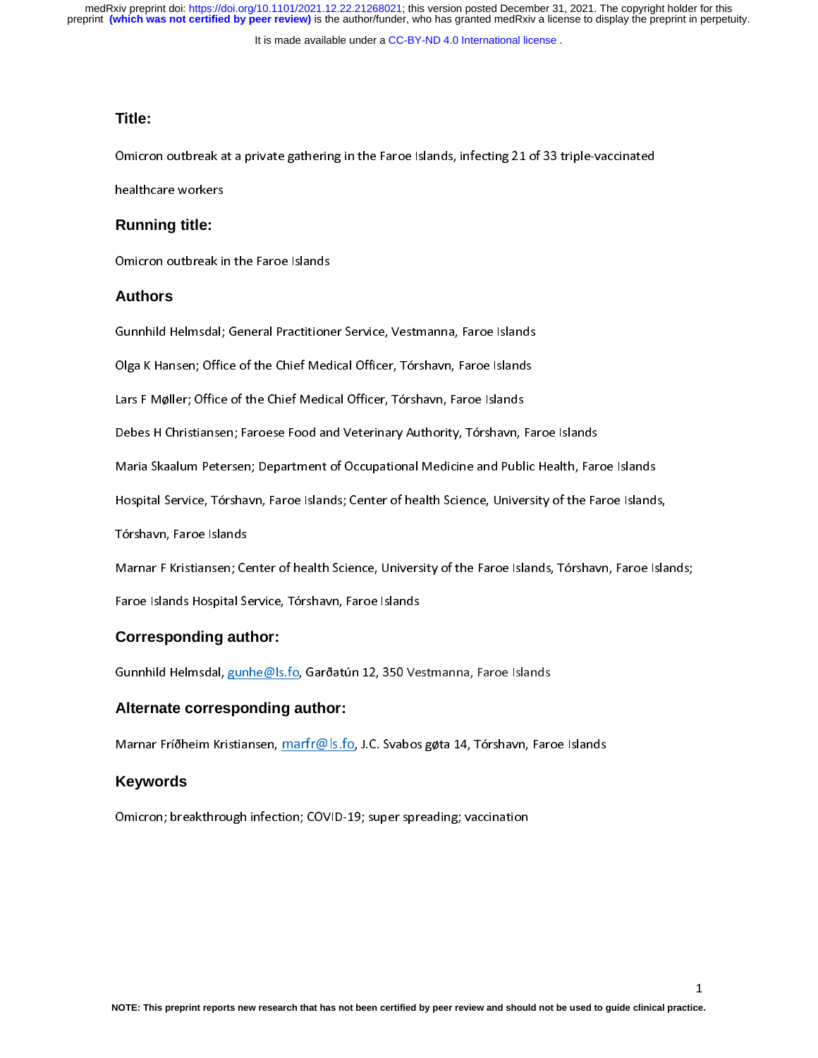## Title:

Omicron outbreak at a private gathering in the Faroe Islands, infecting 21 of 33 triple-vaccinated healthcare workers

## Running title:

Omicron outbreak in the Faroe Islands

## Authors

Gunnhild Helmsdal; General Practitioner Service, Vestmanna, Faroe Islands

Olga K Hansen; Office of the Chief Medical Officer, Tórshavn, Faroe Islands

Lars F Møller; Office of the Chief Medical Officer, Tórshavn, Faroe Islands

Debes H Christiansen; Faroese Food and Veterinary Authority, Tórshavn, Faroe Islands

Maria Skaalum Petersen; Department of Occupational Medicine and Public Health, Faroe Islands Hospital Service, Tórshavn, Faroe Islands; Center of health Science, University of the Faroe Islands, Tórshavn, Faroe Islands

Marnar F Kristiansen; Center of health Science, University of the Faroe Islands, Tórshavn, Faroe Islands; Faroe Islands Hospital Service, Tórshavn, Faroe Islands

## Corresponding author:

Gunnhild Helmsdal, gunhe@ls.fo, Garðatún 12, 350 Vestmanna, Faroe Islands

## Alternate corresponding author:

Marnar Fríðheim Kristiansen, marfr@ls.fo, J.C. Svabos gøta 14, Tórshavn, Faroe Islands

## Keywords

Omicron; breakthrough infection; COVID-19; super spreading; vaccination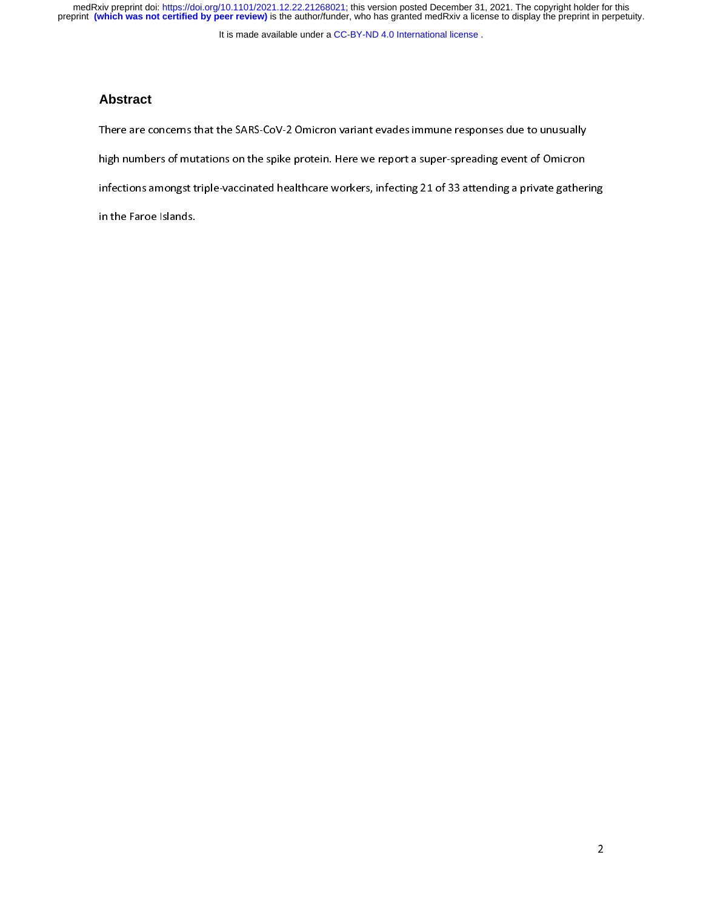# Abstract

There are concerns that the SARS-CoV-2 Omicron variant evades immune responses due to unusually high numbers of mutations on the spike protein. Here we report a super-spreading event of Omicron infections amongst triple-vaccinated healthcare workers, infecting 21 of 33 attending a private gathering in the Faroe Islands.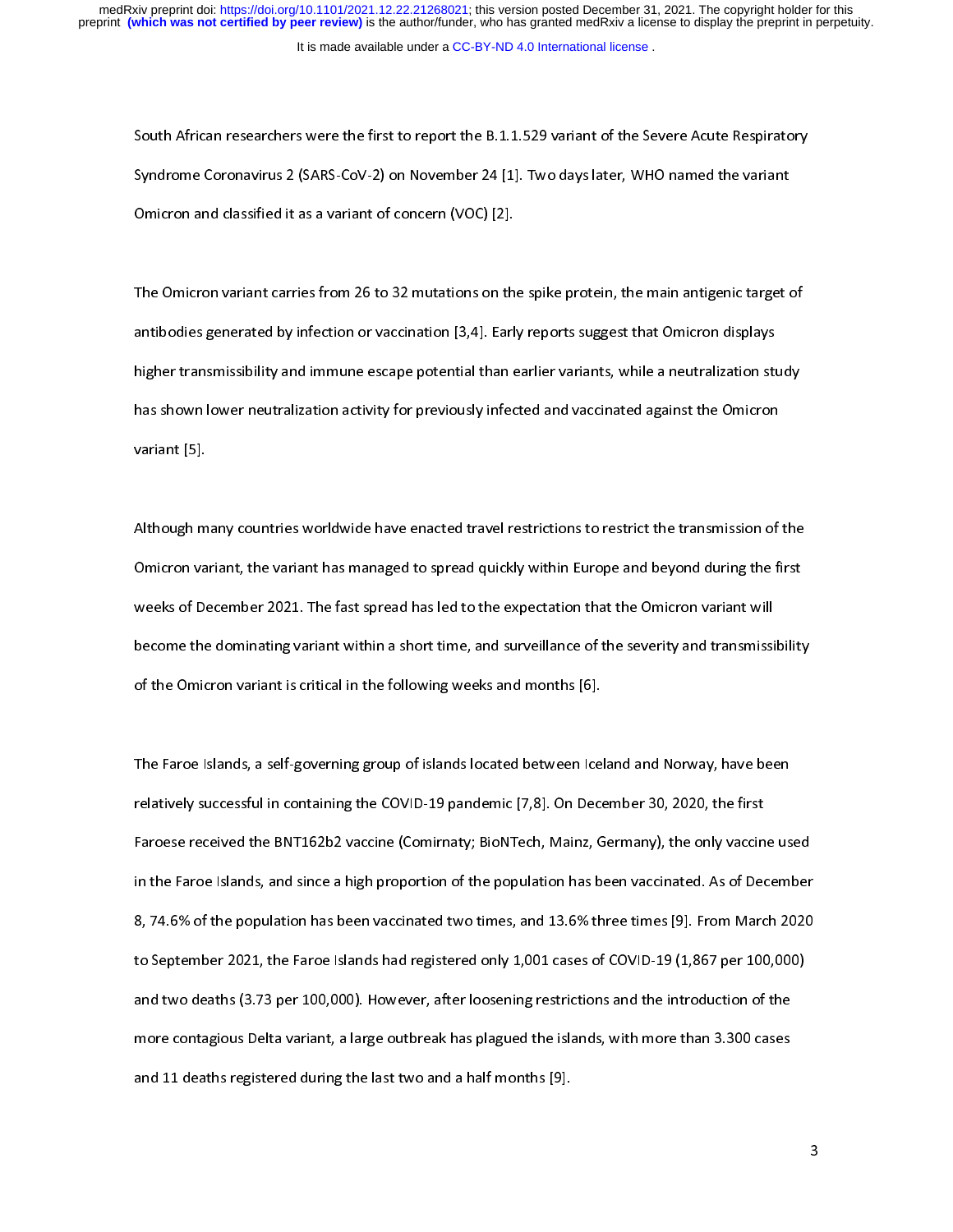South African researchers were the first to report the B.1.1.529 variant of the Severe Acute Respiratory Syndrome Coronavirus 2 (SARS-CoV-2) on November 24 [1]. Two days later, WHO named the variant Omicron and classified it as a variant of concern (VOC) [2].

The Omicron variant carries from 26 to 32 mutations on the spike protein, the main antigenic target of antibodies generated by infection or vaccination [3,4]. Early reports suggest that Omicron displays higher transmissibility and immune escape potential than earlier variants, while a neutralization study has shown lower neutralization activity for previously infected and vaccinated against the Omicron variant [5].

Although many countries worldwide have enacted travel restrictions to restrict the transmission of the Omicron variant, the variant has managed to spread quickly within Europe and beyond during the first weeks of December 2021. The fast spread has led to the expectation that the Omicron variant will become the dominating variant within a short time, and surveillance of the severity and transmissibility of the Omicron variant is critical in the following weeks and months [6].

The Faroe Islands, a self-governing group of islands located between Iceland and Norway, have been relatively successful in containing the COVID-19 pandemic [7,8]. On December 30, 2020, the first Faroese received the BNT162b2 vaccine (Comirnaty; BioNTech, Mainz, Germany), the only vaccine used in the Faroe Islands, and since a high proportion of the population has been vaccinated. As of December 8, 74.6% of the population has been vaccinated two times, and 13.6% three times [9]. From March 2020 to September 2021, the Faroe Islands had registered only 1,001 cases of COVID-19 (1,867 per 100,000) and two deaths (3.73 per 100,000). However, after loosening restrictions and the introduction of the more contagious Delta variant, a large outbreak has plagued the islands, with more than 3.300 cases and 11 deaths registered during the last two and a half months [9].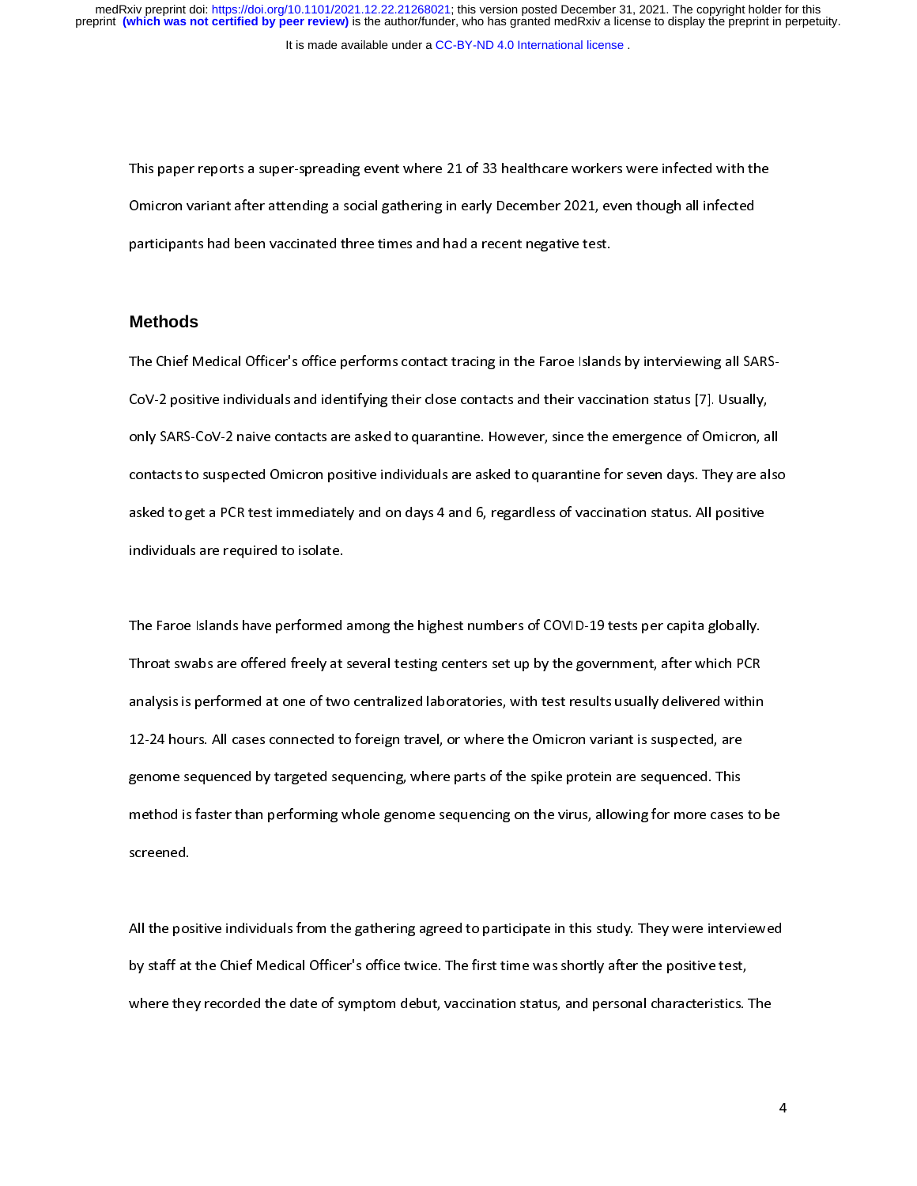This paper reports a super-spreading event where 21 of 33 healthcare workers were infected with the Omicron variant after attending a social gathering in early December 2021, even though all infected participants had been vaccinated three times and had a recent negative test.

## Methods

The Chief Medical Officer's office performs contact tracing in the Faroe Islands by interviewing all SARS-CoV-2 positive individuals and identifying their close contacts and their vaccination status [7]. Usually, only SARS-CoV-2 naive contacts are asked to quarantine. However, since the emergence of Omicron, all contacts to suspected Omicron positive individuals are asked to quarantine for seven days. They are also asked to get a PCR test immediately and on days 4 and 6, regardless of vaccination status. All positive individuals are required to isolate.

The Faroe Islands have performed among the highest numbers of COVID-19 tests per capita globally. Throat swabs are offered freely at several testing centers set up by the government, after which PCR analysis is performed at one of two centralized laboratories, with test results usually delivered within 12-24 hours. All cases connected to foreign travel, or where the Omicron variant is suspected, are genome sequenced by targeted sequencing, where parts of the spike protein are sequenced. This method is faster than performing whole genome sequencing on the virus, allowing for more cases to be screened.

All the positive individuals from the gathering agreed to participate in this study. They were interviewed by staff at the Chief Medical Officer's office twice. The first time was shortly after the positive test, where they recorded the date of symptom debut, vaccination status, and personal characteristics. The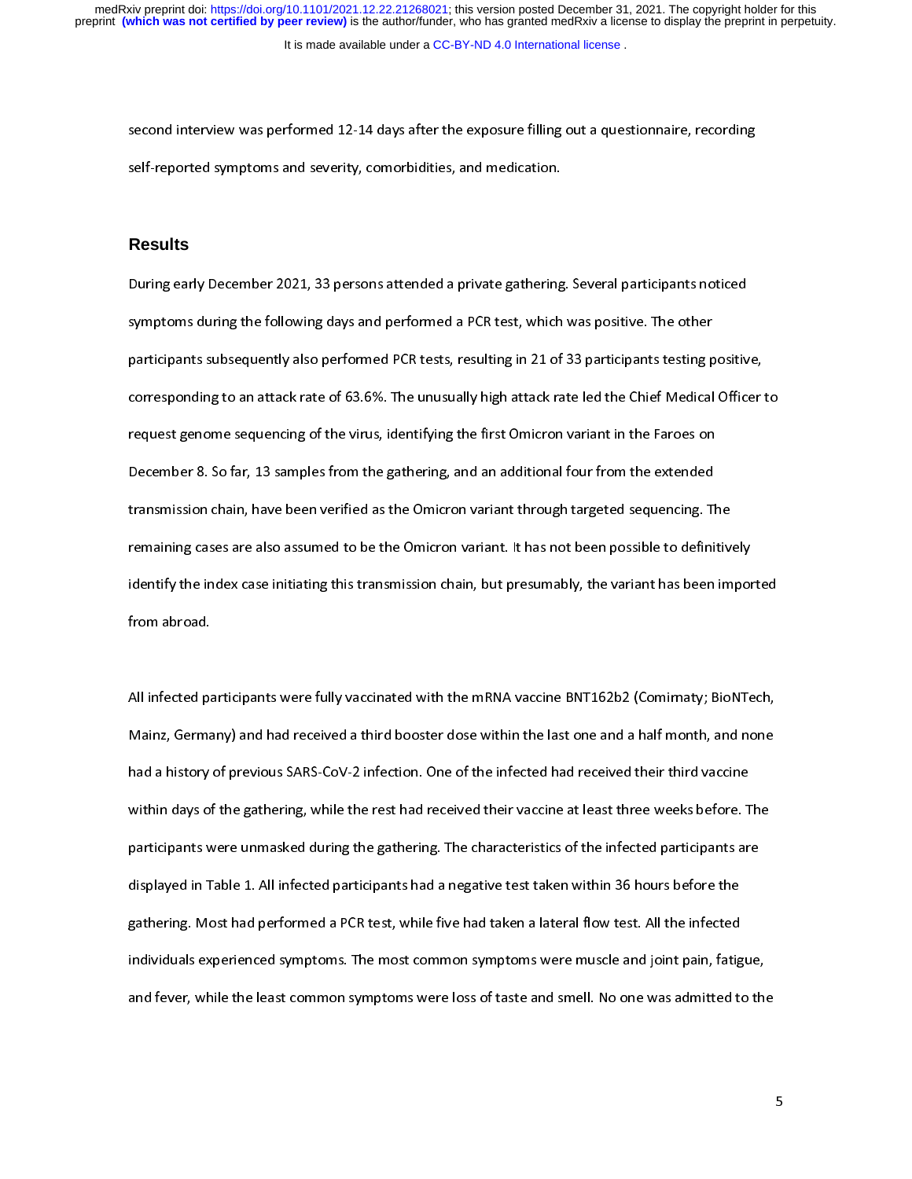second interview was performed 12-14 days after the exposure filling out a questionnaire, recording self-reported symptoms and severity, comorbidities, and medication.

## Results

During early December 2021, 33 persons attended a private gathering. Several participants noticed symptoms during the following days and performed a PCR test, which was positive. The other participants subsequently also performed PCR tests, resulting in 21 of 33 participants testing positive, corresponding to an attack rate of 63.6%. The unusually high attack rate led the Chief Medical Officer to request genome sequencing of the virus, identifying the first Omicron variant in the Faroes on December 8. So far, 13 samples from the gathering, and an additional four from the extended transmission chain, have been verified as the Omicron variant through targeted sequencing. The remaining cases are also assumed to be the Omicron variant. It has not been possible to definitively identify the index case initiating this transmission chain, but presumably, the variant has been imported from abroad.

All infected participants were fully vaccinated with the mRNA vaccine BNT162b2 (Comirnaty; BioNTech, Mainz, Germany) and had received a third booster dose within the last one and a half month, and none had a history of previous SARS-CoV-2 infection. One of the infected had received their third vaccine within days of the gathering, while the rest had received their vaccine at least three weeks before. The participants were unmasked during the gathering. The characteristics of the infected participants are displayed in Table 1. All infected participants had a negative test taken within 36 hours before the gathering. Most had performed a PCR test, while five had taken a lateral flow test. All the infected individuals experienced symptoms. The most common symptoms were muscle and joint pain, fatigue, and fever, while the least common symptoms were loss of taste and smell. No one was admitted to the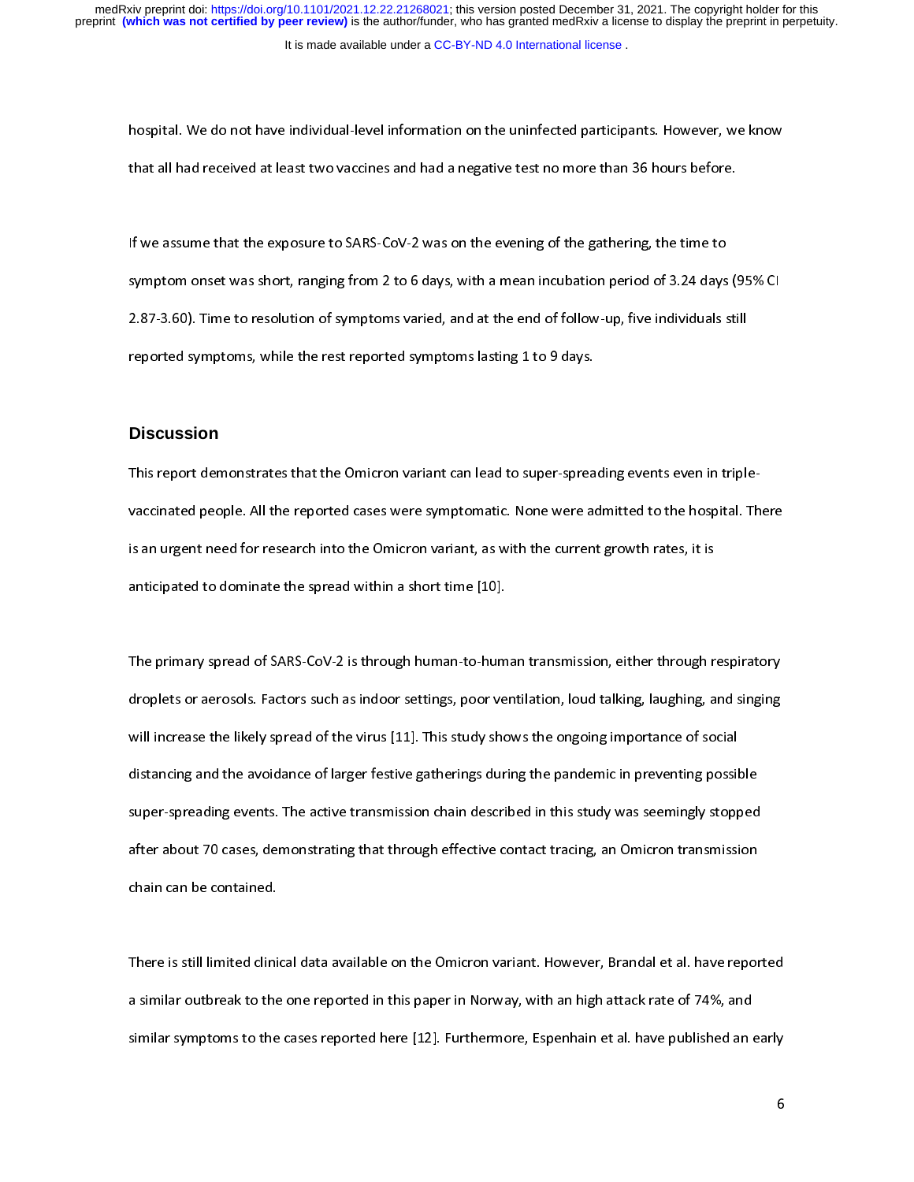hospital. We do not have individual-level information on the uninfected participants. However, we know that all had received at least two vaccines and had a negative test no more than 36 hours before.

If we assume that the exposure to SARS-CoV-2 was on the evening of the gathering, the time to symptom onset was short, ranging from 2 to 6 days, with a mean incubation period of 3.24 days (95% CI 2.87-3.60). Time to resolution of symptoms varied, and at the end of follow-up, five individuals still reported symptoms, while the rest reported symptoms lasting 1 to 9 days.

## Discussion

This report demonstrates that the Omicron variant can lead to super-spreading events even in triple-vaccinated people. All the reported cases were symptomatic. None were admitted to the hospital. There is an urgent need for research into the Omicron variant, as with the current growth rates, it is anticipated to dominate the spread within a short time [10].

The primary spread of SARS-CoV-2 is through human-to-human transmission, either through respiratory droplets or aerosols. Factors such as indoor settings, poor ventilation, loud talking, laughing, and singing will increase the likely spread of the virus [11]. This study shows the ongoing importance of social distancing and the avoidance of larger festive gatherings during the pandemic in preventing possible super-spreading events. The active transmission chain described in this study was seemingly stopped after about 70 cases, demonstrating that through effective contact tracing, an Omicron transmission chain can be contained.

There is still limited clinical data available on the Omicron variant. However, Brandal et al. have reported a similar outbreak to the one reported in this paper in Norway, with an high attack rate of 74%, and similar symptoms to the cases reported here [12]. Furthermore, Espenhain et al. have published an early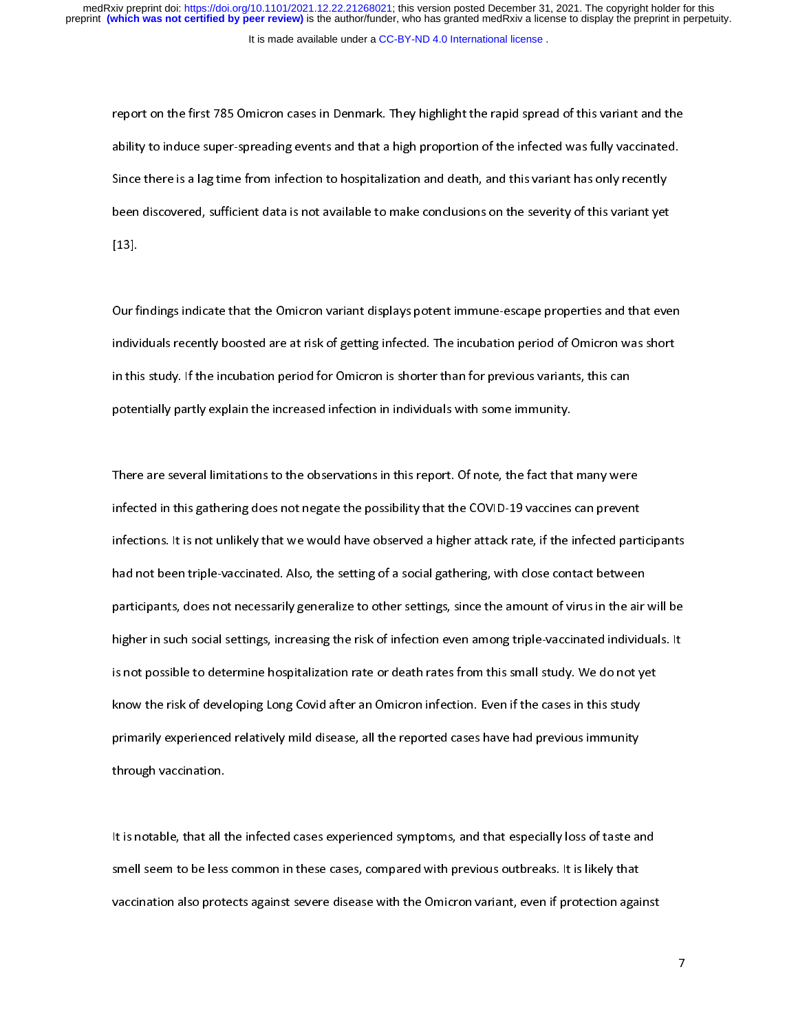report on the first 785 Omicron cases in Denmark. They highlight the rapid spread of this variant and the ability to induce super-spreading events and that a high proportion of the infected was fully vaccinated. Since there is a lag time from infection to hospitalization and death, and this variant has only recently been discovered, sufficient data is not available to make conclusions on the severity of this variant yet [13].

Our findings indicate that the Omicron variant displays potent immune-escape properties and that even individuals recently boosted are at risk of getting infected. The incubation period of Omicron was short in this study. If the incubation period for Omicron is shorter than for previous variants, this can potentially partly explain the increased infection in individuals with some immunity.

There are several limitations to the observations in this report. Of note, the fact that many were infected in this gathering does not negate the possibility that the COVID-19 vaccines can prevent infections. It is not unlikely that we would have observed a higher attack rate, if the infected participants had not been triple-vaccinated. Also, the setting of a social gathering, with close contact between participants, does not necessarily generalize to other settings, since the amount of virus in the air will be higher in such social settings, increasing the risk of infection even among triple-vaccinated individuals. It is not possible to determine hospitalization rate or death rates from this small study. We do not yet know the risk of developing Long Covid after an Omicron infection. Even if the cases in this study primarily experienced relatively mild disease, all the reported cases have had previous immunity through vaccination.

It is notable, that all the infected cases experienced symptoms, and that especially loss of taste and smell seem to be less common in these cases, compared with previous outbreaks. It is likely that vaccination also protects against severe disease with the Omicron variant, even if protection against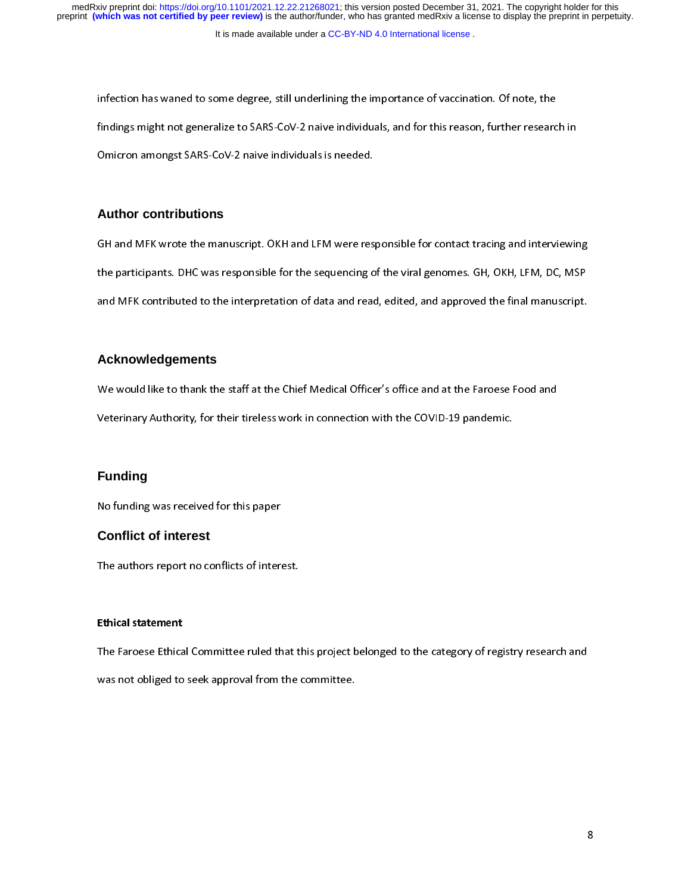infection has waned to some degree, still underlining the importance of vaccination. Of note, the findings might not generalize to SARS-CoV-2 naive individuals, and for this reason, further research in Omicron amongst SARS-CoV-2 naive individuals is needed.

## Author contributions

GH and MFK wrote the manuscript. OKH and LFM were responsible for contact tracing and interviewing the participants. DHC was responsible for the sequencing of the viral genomes. GH, OKH, LFM, DC, MSP and MFK contributed to the interpretation of data and read, edited, and approved the final manuscript.

## Acknowledgements

We would like to thank the staff at the Chief Medical Officer's office and at the Faroese Food and Veterinary Authority, for their tireless work in connection with the COVID-19 pandemic.

## Funding

No funding was received for this paper

## Conflict of interest

The authors report no conflicts of interest.

### Ethical statement

The Faroese Ethical Committee ruled that this project belonged to the category of registry research and was not obliged to seek approval from the committee.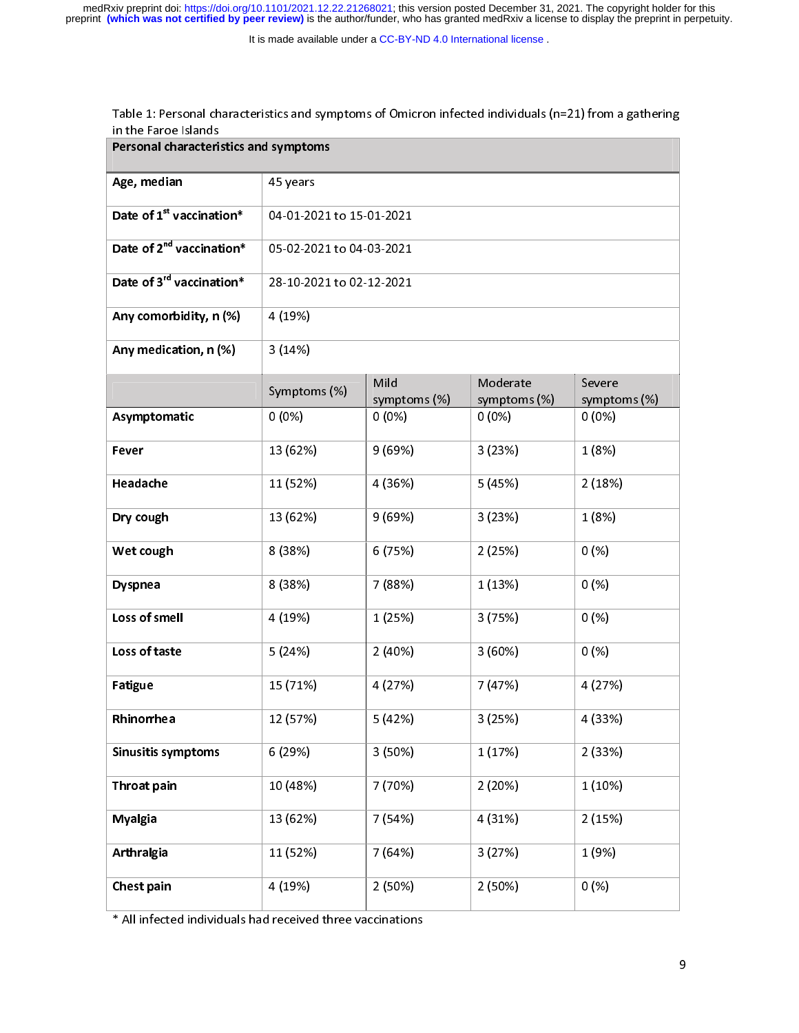Table 1: Personal characteristics and symptoms of Omicron infected individuals (n=21) from a gathering in the Faroe Islands

| **Personal characteristics and symptoms** | | | | |
|---|---|---|---|---|
| **Age, median** | 45 years | | | |
| **Date of 1st vaccination*** | 04-01-2021 to 15-01-2021 | | | |
| **Date of 2nd vaccination*** | 05-02-2021 to 04-03-2021 | | | |
| **Date of 3rd vaccination*** | 28-10-2021 to 02-12-2021 | | | |
| **Any comorbidity, n (%)** | 4 (19%) | | | |
| **Any medication, n (%)** | 3 (14%) | | | |
| | Symptoms (%) | Mild symptoms (%) | Moderate symptoms (%) | Severe symptoms (%) |
| **Asymptomatic** | 0 (0%) | 0 (0%) | 0 (0%) | 0 (0%) |
| **Fever** | 13 (62%) | 9 (69%) | 3 (23%) | 1 (8%) |
| **Headache** | 11 (52%) | 4 (36%) | 5 (45%) | 2 (18%) |
| **Dry cough** | 13 (62%) | 9 (69%) | 3 (23%) | 1 (8%) |
| **Wet cough** | 8 (38%) | 6 (75%) | 2 (25%) | 0 (%) |
| **Dyspnea** | 8 (38%) | 7 (88%) | 1 (13%) | 0 (%) |
| **Loss of smell** | 4 (19%) | 1 (25%) | 3 (75%) | 0 (%) |
| **Loss of taste** | 5 (24%) | 2 (40%) | 3 (60%) | 0 (%) |
| **Fatigue** | 15 (71%) | 4 (27%) | 7 (47%) | 4 (27%) |
| **Rhinorrhea** | 12 (57%) | 5 (42%) | 3 (25%) | 4 (33%) |
| **Sinusitis symptoms** | 6 (29%) | 3 (50%) | 1 (17%) | 2 (33%) |
| **Throat pain** | 10 (48%) | 7 (70%) | 2 (20%) | 1 (10%) |
| **Myalgia** | 13 (62%) | 7 (54%) | 4 (31%) | 2 (15%) |
| **Arthralgia** | 11 (52%) | 7 (64%) | 3 (27%) | 1 (9%) |
| **Chest pain** | 4 (19%) | 2 (50%) | 2 (50%) | 0 (%) |

* All infected individuals had received three vaccinations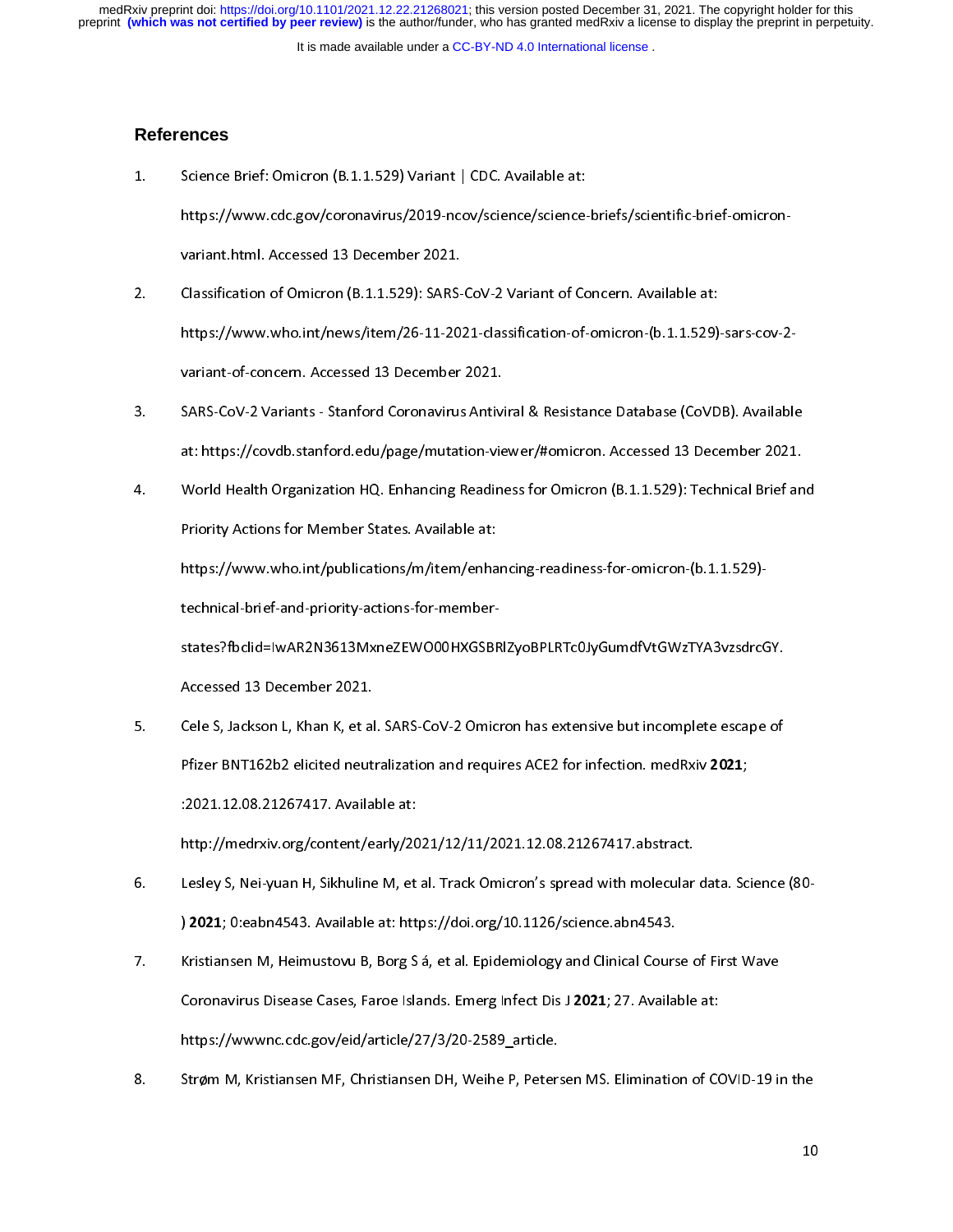# References

1. Science Brief: Omicron (B.1.1.529) Variant | CDC. Available at: https://www.cdc.gov/coronavirus/2019-ncov/science/science-briefs/scientific-brief-omicron-variant.html. Accessed 13 December 2021.
2. Classification of Omicron (B.1.1.529): SARS-CoV-2 Variant of Concern. Available at: https://www.who.int/news/item/26-11-2021-classification-of-omicron-(b.1.1.529)-sars-cov-2-variant-of-concern. Accessed 13 December 2021.
3. SARS-CoV-2 Variants - Stanford Coronavirus Antiviral & Resistance Database (CoVDB). Available at: https://covdb.stanford.edu/page/mutation-viewer/#omicron. Accessed 13 December 2021.
4. World Health Organization HQ. Enhancing Readiness for Omicron (B.1.1.529): Technical Brief and Priority Actions for Member States. Available at: https://www.who.int/publications/m/item/enhancing-readiness-for-omicron-(b.1.1.529)-technical-brief-and-priority-actions-for-member-states?fbclid=IwAR2N3613MxneZEWO00HXGSBRIZyoBPLRTc0JyGumdfVtGWzTYA3vzsdrcGY. Accessed 13 December 2021.
5. Cele S, Jackson L, Khan K, et al. SARS-CoV-2 Omicron has extensive but incomplete escape of Pfizer BNT162b2 elicited neutralization and requires ACE2 for infection. medRxiv **2021**; :2021.12.08.21267417. Available at: http://medrxiv.org/content/early/2021/12/11/2021.12.08.21267417.abstract.
6. Lesley S, Nei-yuan H, Sikhuline M, et al. Track Omicron's spread with molecular data. Science (80- ) **2021**; 0:eabn4543. Available at: https://doi.org/10.1126/science.abn4543.
7. Kristiansen M, Heimustovu B, Borg S á, et al. Epidemiology and Clinical Course of First Wave Coronavirus Disease Cases, Faroe Islands. Emerg Infect Dis J **2021**; 27. Available at: https://wwwnc.cdc.gov/eid/article/27/3/20-2589_article.
8. Strøm M, Kristiansen MF, Christiansen DH, Weihe P, Petersen MS. Elimination of COVID-19 in the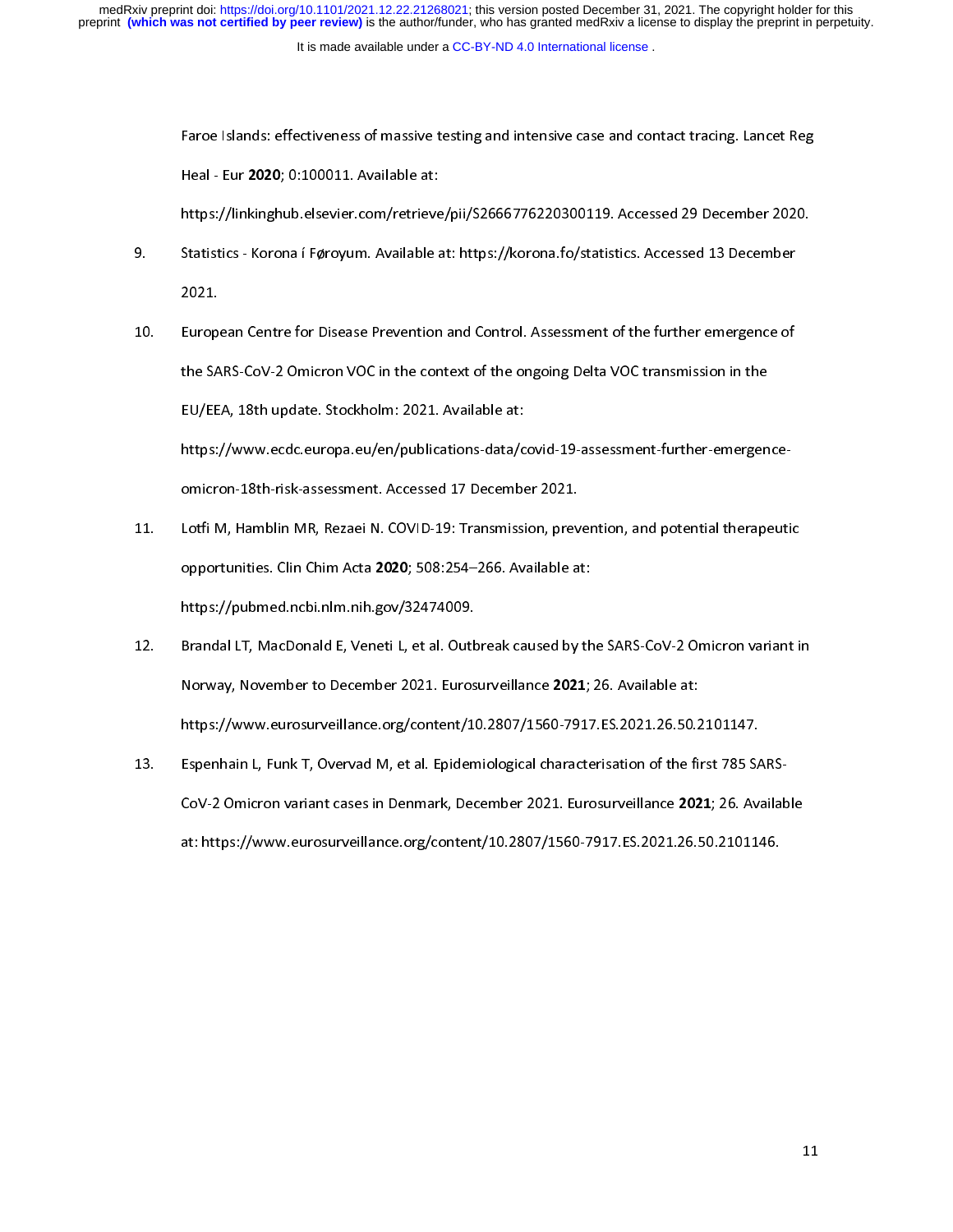Faroe Islands: effectiveness of massive testing and intensive case and contact tracing. Lancet Reg Heal - Eur **2020**; 0:100011. Available at: https://linkinghub.elsevier.com/retrieve/pii/S2666776220300119. Accessed 29 December 2020.

9. Statistics - Korona í Føroyum. Available at: https://korona.fo/statistics. Accessed 13 December 2021.

10. European Centre for Disease Prevention and Control. Assessment of the further emergence of the SARS-CoV-2 Omicron VOC in the context of the ongoing Delta VOC transmission in the EU/EEA, 18th update. Stockholm: 2021. Available at: https://www.ecdc.europa.eu/en/publications-data/covid-19-assessment-further-emergence-omicron-18th-risk-assessment. Accessed 17 December 2021.

11. Lotfi M, Hamblin MR, Rezaei N. COVID-19: Transmission, prevention, and potential therapeutic opportunities. Clin Chim Acta **2020**; 508:254–266. Available at: https://pubmed.ncbi.nlm.nih.gov/32474009.

12. Brandal LT, MacDonald E, Veneti L, et al. Outbreak caused by the SARS-CoV-2 Omicron variant in Norway, November to December 2021. Eurosurveillance **2021**; 26. Available at: https://www.eurosurveillance.org/content/10.2807/1560-7917.ES.2021.26.50.2101147.

13. Espenhain L, Funk T, Overvad M, et al. Epidemiological characterisation of the first 785 SARS-CoV-2 Omicron variant cases in Denmark, December 2021. Eurosurveillance **2021**; 26. Available at: https://www.eurosurveillance.org/content/10.2807/1560-7917.ES.2021.26.50.2101146.